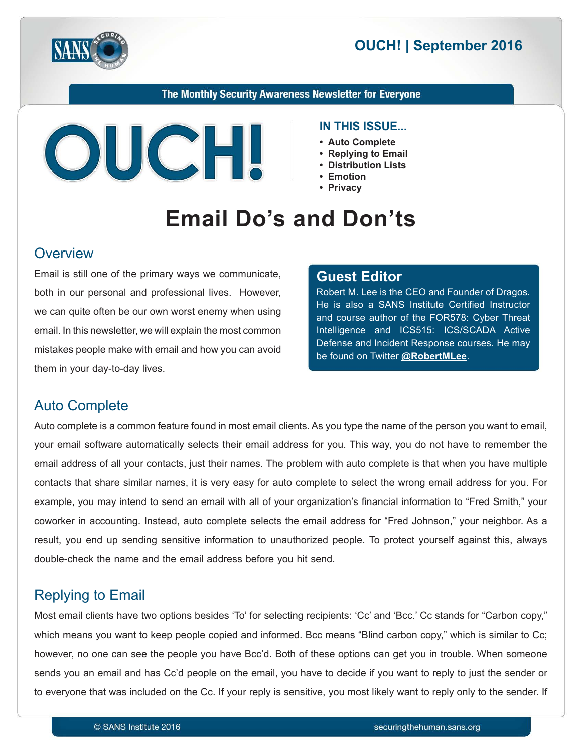# OUCH! | September 2016

The Monthly Security Awareness Newsletter for Everyone

**OUCH!**

**IN THIS ISSUE...**

- **Auto Complete**
- **Replying to Email**
- **Distribution Lists**
- **Emotion**
- **Privacy**

# Email Do's and Don'ts

## Overview

Email is still one of the primary ways we communicate, both in our personal and professional lives. However, we can quite often be our own worst enemy when using email. In this newsletter, we will explain the most common mistakes people make with email and how you can avoid them in your day-to-day lives.

### Guest Editor

Robert M. Lee is the CEO and Founder of Dragos. He is also a SANS Institute Certified Instructor and course author of the FOR578: Cyber Threat Intelligence and ICS515: ICS/SCADA Active Defense and Incident Response courses. He may be found on Twitter **@RobertMLee**.

## Auto Complete

Auto complete is a common feature found in most email clients. As you type the name of the person you want to email, your email software automatically selects their email address for you. This way, you do not have to remember the email address of all your contacts, just their names. The problem with auto complete is that when you have multiple contacts that share similar names, it is very easy for auto complete to select the wrong email address for you. For example, you may intend to send an email with all of your organization's financial information to "Fred Smith," your coworker in accounting. Instead, auto complete selects the email address for "Fred Johnson," your neighbor. As a result, you end up sending sensitive information to unauthorized people. To protect yourself against this, always double-check the name and the email address before you hit send.

## Replying to Email

Most email clients have two options besides 'To' for selecting recipients: 'Cc' and 'Bcc.' Cc stands for "Carbon copy," which means you want to keep people copied and informed. Bcc means "Blind carbon copy," which is similar to Cc; however, no one can see the people you have Bcc'd. Both of these options can get you in trouble. When someone sends you an email and has Cc'd people on the email, you have to decide if you want to reply to just the sender or to everyone that was included on the Cc. If your reply is sensitive, you most likely want to reply only to the sender. If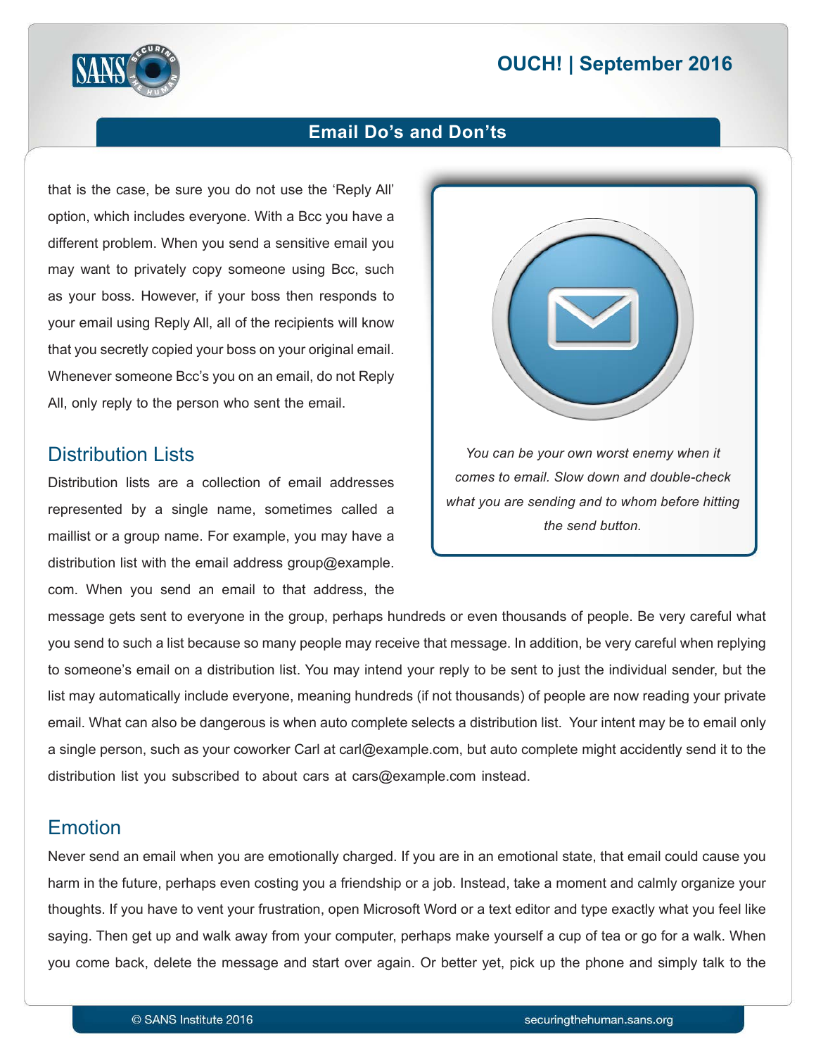that is the case, be sure you do not use the 'Reply All' option, which includes everyone. With a Bcc you have a different problem. When you send a sensitive email you may want to privately copy someone using Bcc, such as your boss. However, if your boss then responds to your email using Reply All, all of the recipients will know that you secretly copied your boss on your original email. Whenever someone Bcc's you on an email, do not Reply All, only reply to the person who sent the email.

*You can be your own worst enemy when it comes to email. Slow down and double-check what you are sending and to whom before hitting the send button.*

## Distribution Lists

Distribution lists are a collection of email addresses represented by a single name, sometimes called a maillist or a group name. For example, you may have a distribution list with the email address group@example.com. When you send an email to that address, the message gets sent to everyone in the group, perhaps hundreds or even thousands of people. Be very careful what you send to such a list because so many people may receive that message. In addition, be very careful when replying to someone's email on a distribution list. You may intend your reply to be sent to just the individual sender, but the list may automatically include everyone, meaning hundreds (if not thousands) of people are now reading your private email. What can also be dangerous is when auto complete selects a distribution list. Your intent may be to email only a single person, such as your coworker Carl at carl@example.com, but auto complete might accidently send it to the distribution list you subscribed to about cars at cars@example.com instead.

## Emotion

Never send an email when you are emotionally charged. If you are in an emotional state, that email could cause you harm in the future, perhaps even costing you a friendship or a job. Instead, take a moment and calmly organize your thoughts. If you have to vent your frustration, open Microsoft Word or a text editor and type exactly what you feel like saying. Then get up and walk away from your computer, perhaps make yourself a cup of tea or go for a walk. When you come back, delete the message and start over again. Or better yet, pick up the phone and simply talk to the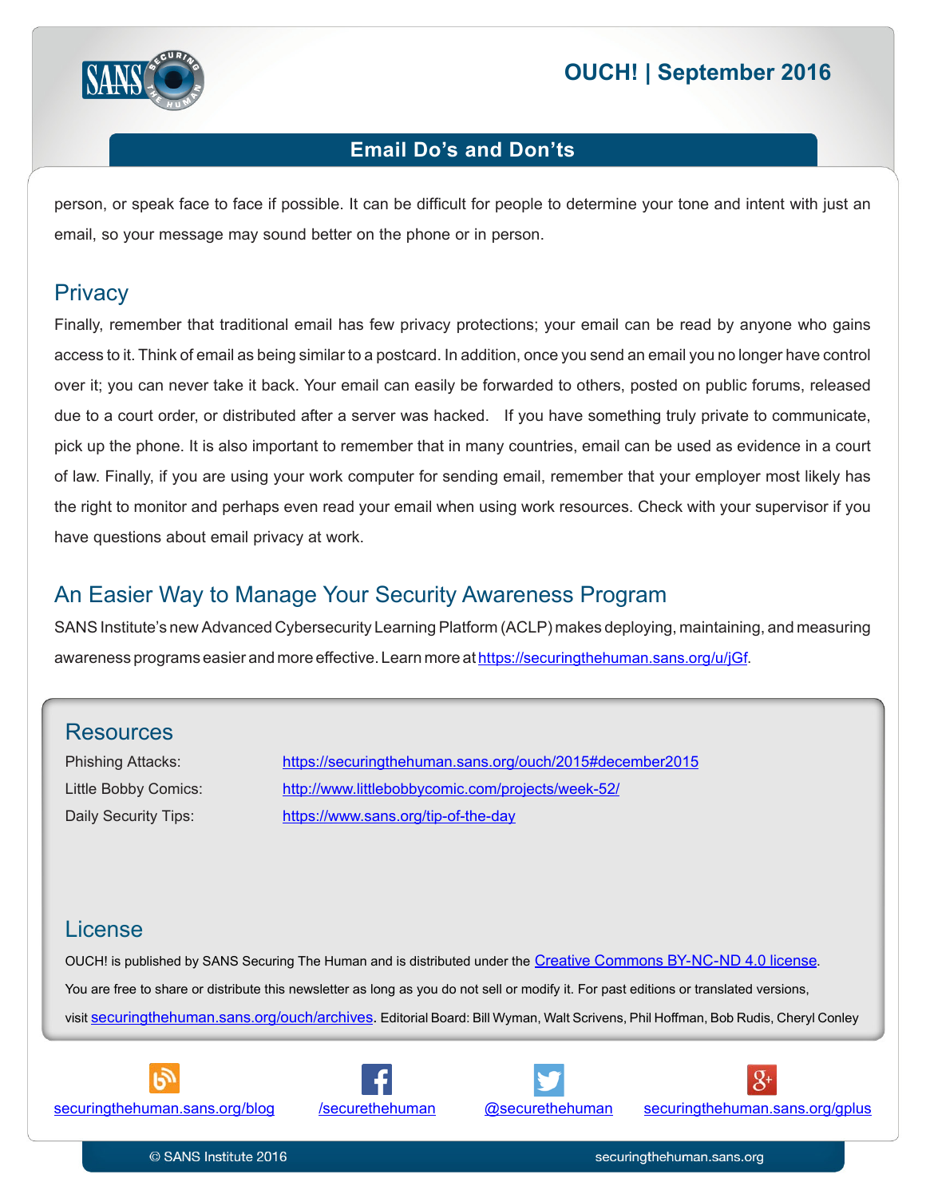person, or speak face to face if possible. It can be difficult for people to determine your tone and intent with just an email, so your message may sound better on the phone or in person.

## Privacy

Finally, remember that traditional email has few privacy protections; your email can be read by anyone who gains access to it. Think of email as being similar to a postcard. In addition, once you send an email you no longer have control over it; you can never take it back. Your email can easily be forwarded to others, posted on public forums, released due to a court order, or distributed after a server was hacked. If you have something truly private to communicate, pick up the phone. It is also important to remember that in many countries, email can be used as evidence in a court of law. Finally, if you are using your work computer for sending email, remember that your employer most likely has the right to monitor and perhaps even read your email when using work resources. Check with your supervisor if you have questions about email privacy at work.

## An Easier Way to Manage Your Security Awareness Program

SANS Institute's new Advanced Cybersecurity Learning Platform (ACLP) makes deploying, maintaining, and measuring awareness programs easier and more effective. Learn more at https://securingthehuman.sans.org/u/jGf.

## Resources

| | |
|---|---|
| Phishing Attacks: | https://securingthehuman.sans.org/ouch/2015#december2015 |
| Little Bobby Comics: | http://www.littlebobbycomic.com/projects/week-52/ |
| Daily Security Tips: | https://www.sans.org/tip-of-the-day |

## License

OUCH! is published by SANS Securing The Human and is distributed under the Creative Commons BY-NC-ND 4.0 license. You are free to share or distribute this newsletter as long as you do not sell or modify it. For past editions or translated versions, visit securingthehuman.sans.org/ouch/archives. Editorial Board: Bill Wyman, Walt Scrivens, Phil Hoffman, Bob Rudis, Cheryl Conley

securingthehuman.sans.org/blog /securethehuman @securethehuman securingthehuman.sans.org/gplus